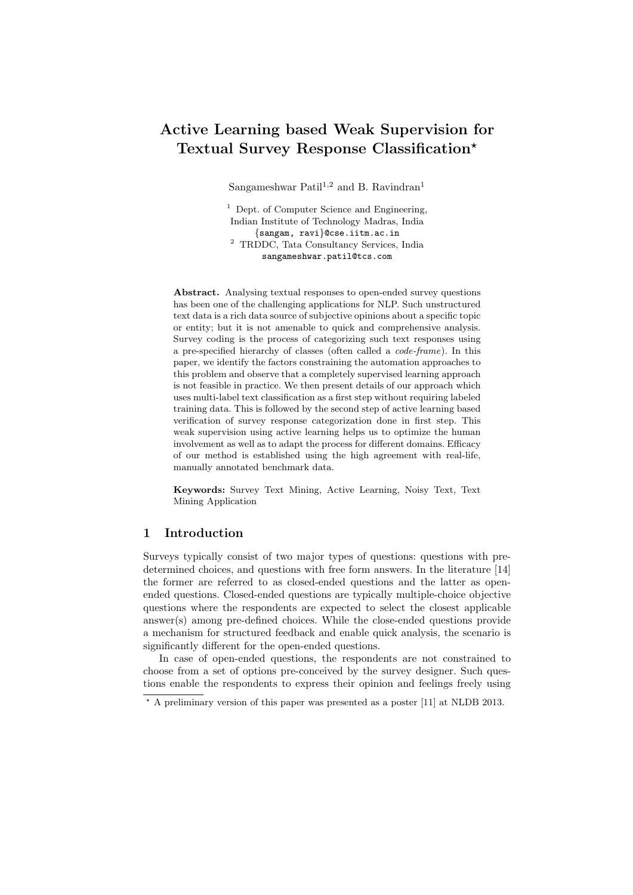# Active Learning based Weak Supervision for Textual Survey Response Classification*

Sangameshwar Patil[1,2] and B. Ravindran[1]

[1] Dept. of Computer Science and Engineering, Indian Institute of Technology Madras, India
{sangam, ravi}@cse.iitm.ac.in

[2] TRDDC, Tata Consultancy Services, India
sangameshwar.patil@tcs.com

**Abstract.** Analysing textual responses to open-ended survey questions has been one of the challenging applications for NLP. Such unstructured text data is a rich data source of subjective opinions about a specific topic or entity; but it is not amenable to quick and comprehensive analysis. Survey coding is the process of categorizing such text responses using a pre-specified hierarchy of classes (often called a *code-frame*). In this paper, we identify the factors constraining the automation approaches to this problem and observe that a completely supervised learning approach is not feasible in practice. We then present details of our approach which uses multi-label text classification as a first step without requiring labeled training data. This is followed by the second step of active learning based verification of survey response categorization done in first step. This weak supervision using active learning helps us to optimize the human involvement as well as to adapt the process for different domains. Efficacy of our method is established using the high agreement with real-life, manually annotated benchmark data.

**Keywords:** Survey Text Mining, Active Learning, Noisy Text, Text Mining Application

## 1 Introduction

Surveys typically consist of two major types of questions: questions with predetermined choices, and questions with free form answers. In the literature [14] the former are referred to as closed-ended questions and the latter as open-ended questions. Closed-ended questions are typically multiple-choice objective questions where the respondents are expected to select the closest applicable answer(s) among pre-defined choices. While the close-ended questions provide a mechanism for structured feedback and enable quick analysis, the scenario is significantly different for the open-ended questions.

In case of open-ended questions, the respondents are not constrained to choose from a set of options pre-conceived by the survey designer. Such questions enable the respondents to express their opinion and feelings freely using

* A preliminary version of this paper was presented as a poster [11] at NLDB 2013.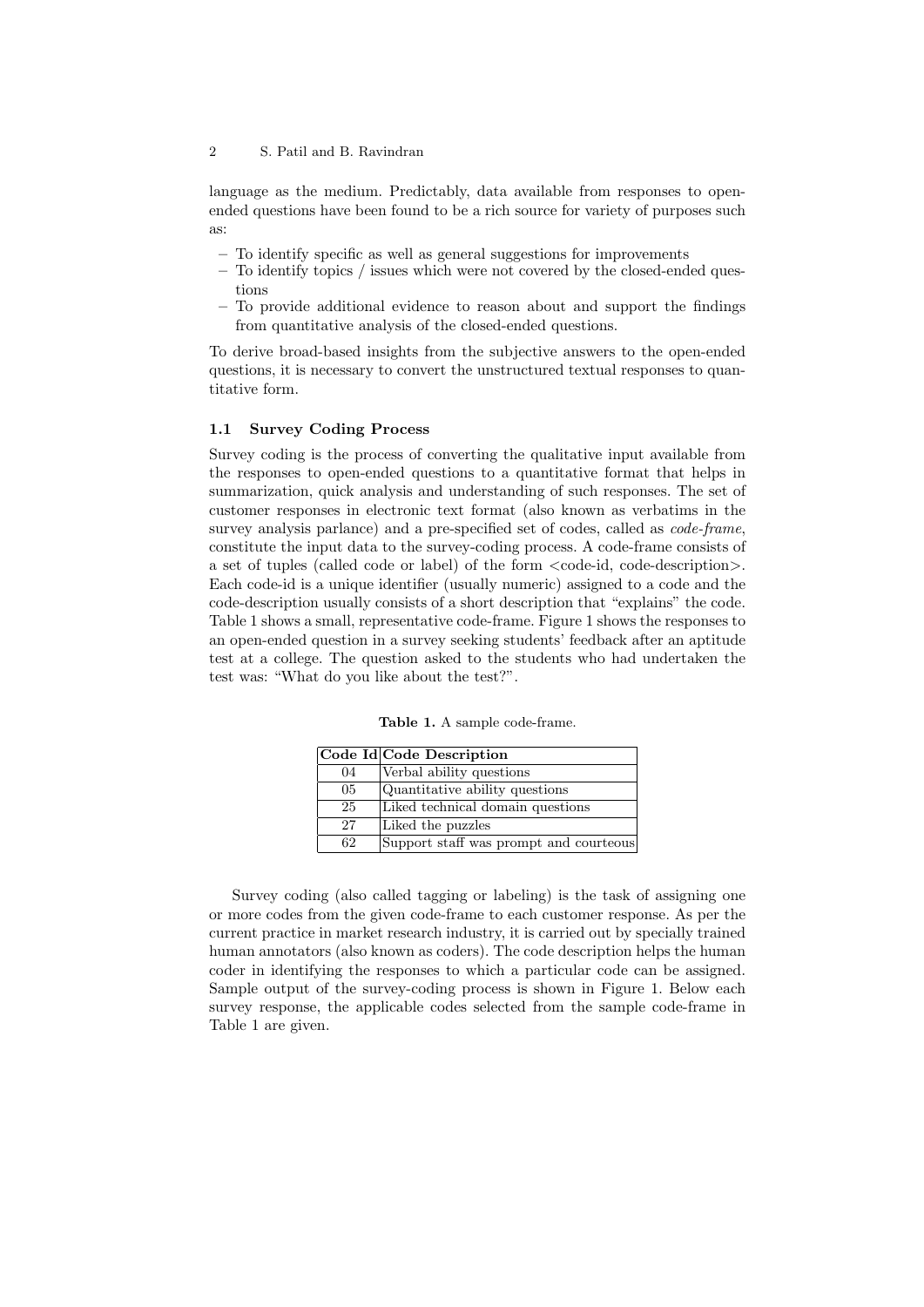language as the medium. Predictably, data available from responses to open-ended questions have been found to be a rich source for variety of purposes such as:

– To identify specific as well as general suggestions for improvements
– To identify topics / issues which were not covered by the closed-ended questions
– To provide additional evidence to reason about and support the findings from quantitative analysis of the closed-ended questions.

To derive broad-based insights from the subjective answers to the open-ended questions, it is necessary to convert the unstructured textual responses to quantitative form.

### 1.1 Survey Coding Process

Survey coding is the process of converting the qualitative input available from the responses to open-ended questions to a quantitative format that helps in summarization, quick analysis and understanding of such responses. The set of customer responses in electronic text format (also known as verbatims in the survey analysis parlance) and a pre-specified set of codes, called as *code-frame*, constitute the input data to the survey-coding process. A code-frame consists of a set of tuples (called code or label) of the form <code-id, code-description>. Each code-id is a unique identifier (usually numeric) assigned to a code and the code-description usually consists of a short description that "explains" the code. Table 1 shows a small, representative code-frame. Figure 1 shows the responses to an open-ended question in a survey seeking students' feedback after an aptitude test at a college. The question asked to the students who had undertaken the test was: "What do you like about the test?".

**Table 1.** A sample code-frame.

| Code Id | Code Description |
|---|---|
| 04 | Verbal ability questions |
| 05 | Quantitative ability questions |
| 25 | Liked technical domain questions |
| 27 | Liked the puzzles |
| 62 | Support staff was prompt and courteous |

Survey coding (also called tagging or labeling) is the task of assigning one or more codes from the given code-frame to each customer response. As per the current practice in market research industry, it is carried out by specially trained human annotators (also known as coders). The code description helps the human coder in identifying the responses to which a particular code can be assigned. Sample output of the survey-coding process is shown in Figure 1. Below each survey response, the applicable codes selected from the sample code-frame in Table 1 are given.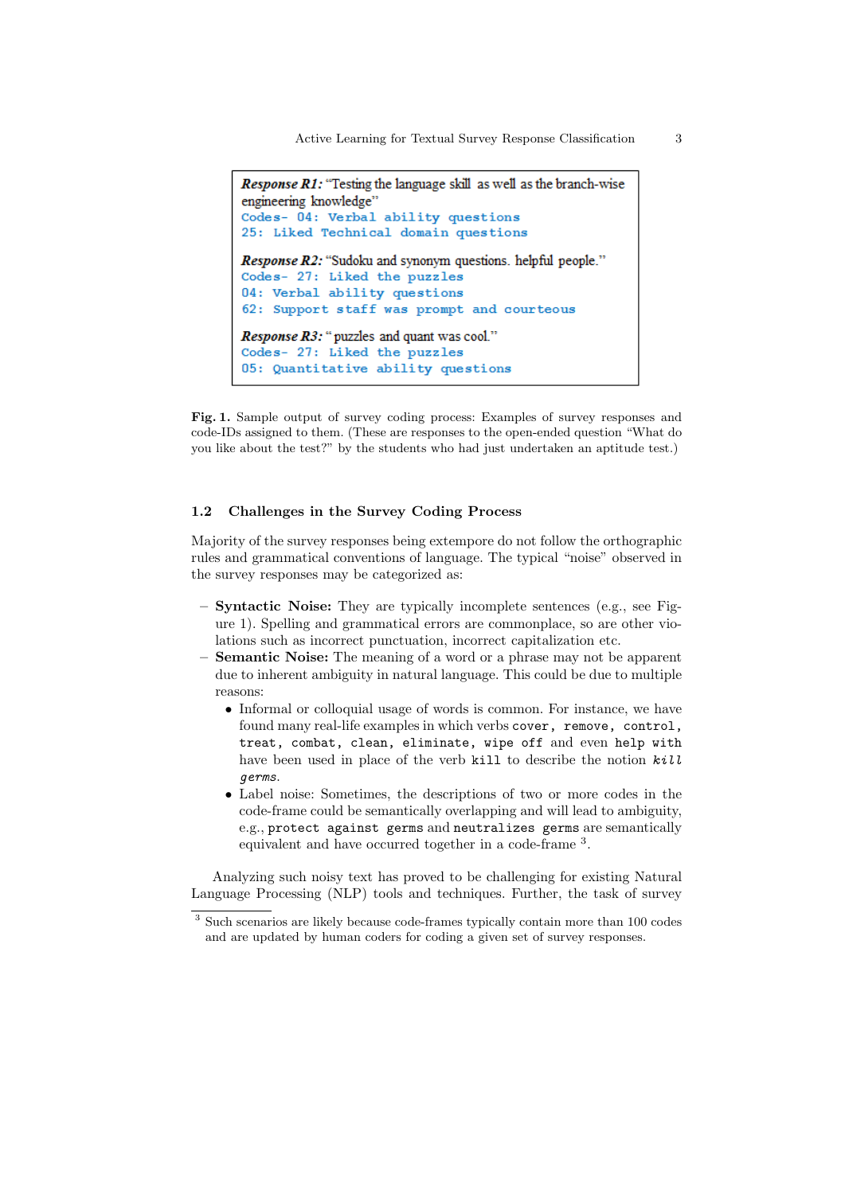> ***Response R1:*** "Testing the language skill as well as the branch-wise engineering knowledge"
> `Codes- 04: Verbal ability questions`
> `25: Liked Technical domain questions`
>
> ***Response R2:*** "Sudoku and synonym questions. helpful people."
> `Codes- 27: Liked the puzzles`
> `04: Verbal ability questions`
> `62: Support staff was prompt and courteous`
>
> ***Response R3:*** "puzzles and quant was cool."
> `Codes- 27: Liked the puzzles`
> `05: Quantitative ability questions`

**Fig. 1.** Sample output of survey coding process: Examples of survey responses and code-IDs assigned to them. (These are responses to the open-ended question "What do you like about the test?" by the students who had just undertaken an aptitude test.)

### 1.2 Challenges in the Survey Coding Process

Majority of the survey responses being extempore do not follow the orthographic rules and grammatical conventions of language. The typical "noise" observed in the survey responses may be categorized as:

- **Syntactic Noise:** They are typically incomplete sentences (e.g., see Figure 1). Spelling and grammatical errors are commonplace, so are other violations such as incorrect punctuation, incorrect capitalization etc.
- **Semantic Noise:** The meaning of a word or a phrase may not be apparent due to inherent ambiguity in natural language. This could be due to multiple reasons:
  - Informal or colloquial usage of words is common. For instance, we have found many real-life examples in which verbs `cover`, `remove`, `control`, `treat`, `combat`, `clean`, `eliminate`, `wipe off` and even `help with` have been used in place of the verb `kill` to describe the notion *`kill germs`*.
  - Label noise: Sometimes, the descriptions of two or more codes in the code-frame could be semantically overlapping and will lead to ambiguity, e.g., `protect against germs` and `neutralizes germs` are semantically equivalent and have occurred together in a code-frame [3].

Analyzing such noisy text has proved to be challenging for existing Natural Language Processing (NLP) tools and techniques. Further, the task of survey

[3] Such scenarios are likely because code-frames typically contain more than 100 codes and are updated by human coders for coding a given set of survey responses.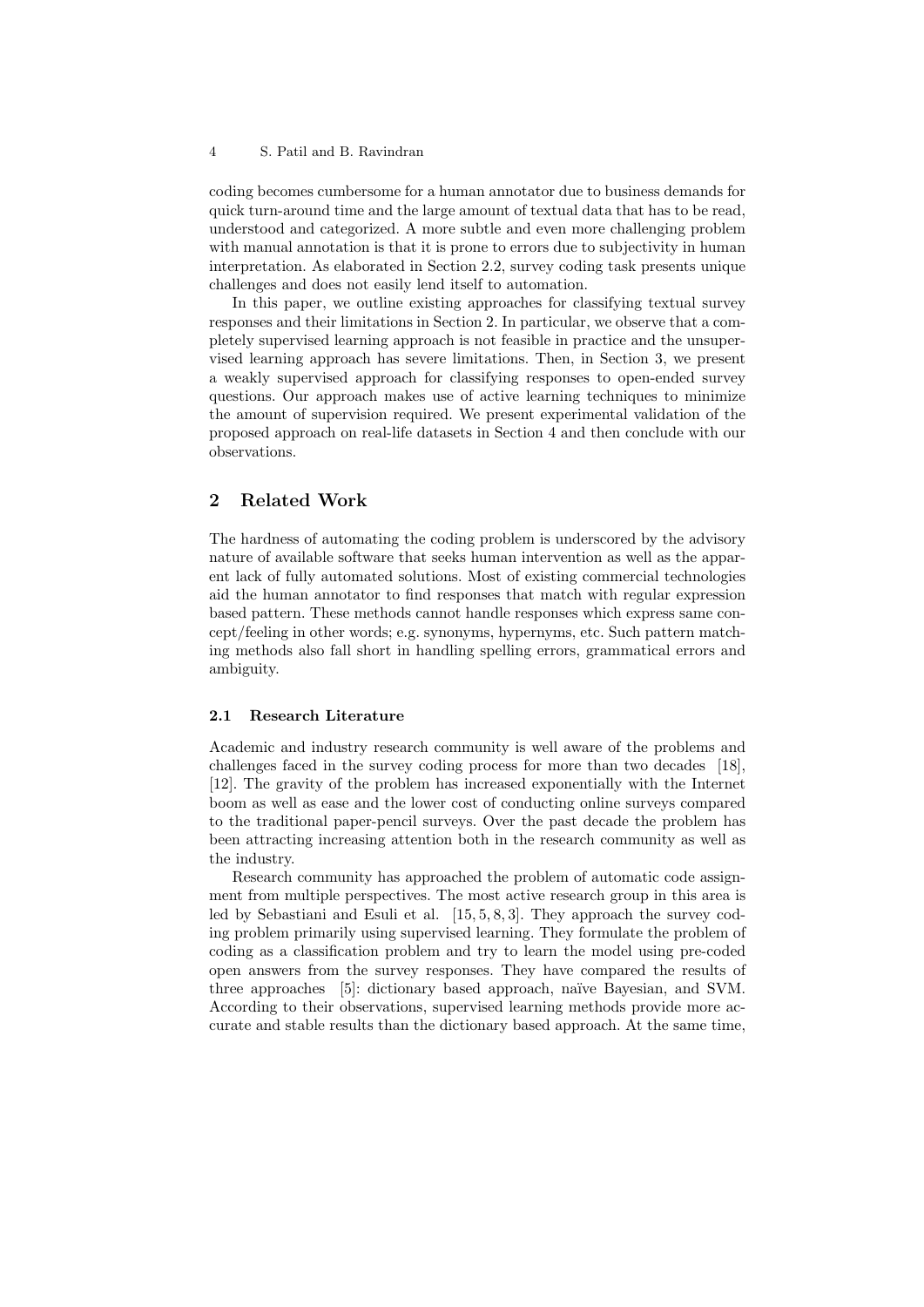coding becomes cumbersome for a human annotator due to business demands for quick turn-around time and the large amount of textual data that has to be read, understood and categorized. A more subtle and even more challenging problem with manual annotation is that it is prone to errors due to subjectivity in human interpretation. As elaborated in Section 2.2, survey coding task presents unique challenges and does not easily lend itself to automation.

In this paper, we outline existing approaches for classifying textual survey responses and their limitations in Section 2. In particular, we observe that a completely supervised learning approach is not feasible in practice and the unsupervised learning approach has severe limitations. Then, in Section 3, we present a weakly supervised approach for classifying responses to open-ended survey questions. Our approach makes use of active learning techniques to minimize the amount of supervision required. We present experimental validation of the proposed approach on real-life datasets in Section 4 and then conclude with our observations.

## 2 Related Work

The hardness of automating the coding problem is underscored by the advisory nature of available software that seeks human intervention as well as the apparent lack of fully automated solutions. Most of existing commercial technologies aid the human annotator to find responses that match with regular expression based pattern. These methods cannot handle responses which express same concept/feeling in other words; e.g. synonyms, hypernyms, etc. Such pattern matching methods also fall short in handling spelling errors, grammatical errors and ambiguity.

### 2.1 Research Literature

Academic and industry research community is well aware of the problems and challenges faced in the survey coding process for more than two decades [18], [12]. The gravity of the problem has increased exponentially with the Internet boom as well as ease and the lower cost of conducting online surveys compared to the traditional paper-pencil surveys. Over the past decade the problem has been attracting increasing attention both in the research community as well as the industry.

Research community has approached the problem of automatic code assignment from multiple perspectives. The most active research group in this area is led by Sebastiani and Esuli et al. [15, 5, 8, 3]. They approach the survey coding problem primarily using supervised learning. They formulate the problem of coding as a classification problem and try to learn the model using pre-coded open answers from the survey responses. They have compared the results of three approaches [5]: dictionary based approach, naïve Bayesian, and SVM. According to their observations, supervised learning methods provide more accurate and stable results than the dictionary based approach. At the same time,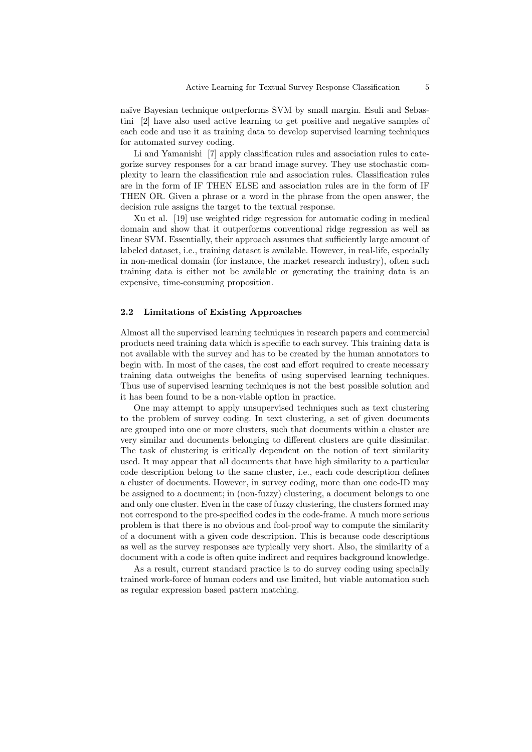naïve Bayesian technique outperforms SVM by small margin. Esuli and Sebastini [2] have also used active learning to get positive and negative samples of each code and use it as training data to develop supervised learning techniques for automated survey coding.

Li and Yamanishi [7] apply classification rules and association rules to categorize survey responses for a car brand image survey. They use stochastic complexity to learn the classification rule and association rules. Classification rules are in the form of IF THEN ELSE and association rules are in the form of IF THEN OR. Given a phrase or a word in the phrase from the open answer, the decision rule assigns the target to the textual response.

Xu et al. [19] use weighted ridge regression for automatic coding in medical domain and show that it outperforms conventional ridge regression as well as linear SVM. Essentially, their approach assumes that sufficiently large amount of labeled dataset, i.e., training dataset is available. However, in real-life, especially in non-medical domain (for instance, the market research industry), often such training data is either not be available or generating the training data is an expensive, time-consuming proposition.

### 2.2 Limitations of Existing Approaches

Almost all the supervised learning techniques in research papers and commercial products need training data which is specific to each survey. This training data is not available with the survey and has to be created by the human annotators to begin with. In most of the cases, the cost and effort required to create necessary training data outweighs the benefits of using supervised learning techniques. Thus use of supervised learning techniques is not the best possible solution and it has been found to be a non-viable option in practice.

One may attempt to apply unsupervised techniques such as text clustering to the problem of survey coding. In text clustering, a set of given documents are grouped into one or more clusters, such that documents within a cluster are very similar and documents belonging to different clusters are quite dissimilar. The task of clustering is critically dependent on the notion of text similarity used. It may appear that all documents that have high similarity to a particular code description belong to the same cluster, i.e., each code description defines a cluster of documents. However, in survey coding, more than one code-ID may be assigned to a document; in (non-fuzzy) clustering, a document belongs to one and only one cluster. Even in the case of fuzzy clustering, the clusters formed may not correspond to the pre-specified codes in the code-frame. A much more serious problem is that there is no obvious and fool-proof way to compute the similarity of a document with a given code description. This is because code descriptions as well as the survey responses are typically very short. Also, the similarity of a document with a code is often quite indirect and requires background knowledge.

As a result, current standard practice is to do survey coding using specially trained work-force of human coders and use limited, but viable automation such as regular expression based pattern matching.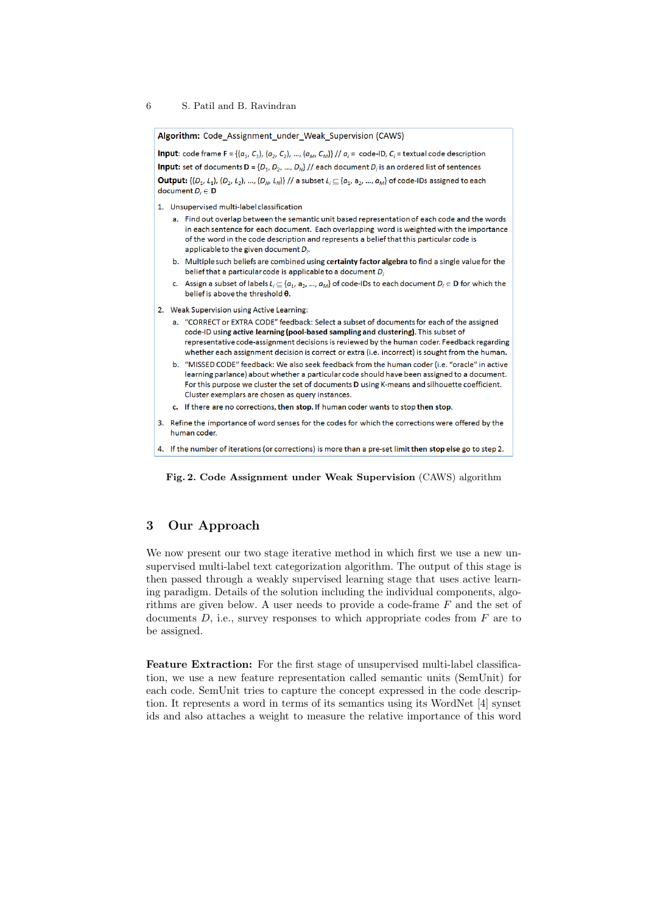**Algorithm:** Code_Assignment_under_Weak_Supervision (CAWS)

**Input**: code frame F = {($a_1$, $C_1$), ($a_2$, $C_2$), ..., ($a_M$, $C_M$)} // $a_i$ = code-ID, $C_i$ = textual code description

**Input:** set of documents D = {$D_1$, $D_2$, ..., $D_N$} // each document $D_i$ is an ordered list of sentences

**Output:** {($D_1$, $L_1$), ($D_2$, $L_2$), ..., ($D_N$, $L_N$)} // a subset $L_i \subseteq \{a_1, a_2, ..., a_M\}$ of code-IDs assigned to each document $D_i \in$ D

1. Unsupervised multi-label classification
   a. Find out overlap between the semantic unit based representation of each code and the words in each sentence for each document. Each overlapping word is weighted with the importance of the word in the code description and represents a belief that this particular code is applicable to the given document $D_i$.
   b. Multiple such beliefs are combined using **certainty factor algebra** to find a single value for the belief that a particular code is applicable to a document $D_i$
   c. Assign a subset of labels $L_i \subseteq \{a_1, a_2, ..., a_M\}$ of code-IDs to each document $D_i \in$ D for which the belief is above the threshold **θ.**
2. Weak Supervision using Active Learning:
   a. "CORRECT or EXTRA CODE" feedback: Select a subset of documents for each of the assigned code-ID using **active learning (pool-based sampling and clustering)**. This subset of representative code-assignment decisions is reviewed by the human coder. Feedback regarding whether each assignment decision is correct or extra (i.e. incorrect) is sought from the human.
   b. "MISSED CODE" feedback: We also seek feedback from the human coder (i.e. "oracle" in active learning parlance) about whether a particular code should have been assigned to a document. For this purpose we cluster the set of documents **D** using K-means and silhouette coefficient. Cluster exemplars are chosen as query instances.
   c. **If there are no corrections, then stop.** If human coder wants to stop **then stop**.
3. Refine the importance of word senses for the codes for which the corrections were offered by the human coder.
4. If the number of iterations (or corrections) is more than a pre-set limit **then stop else** go to step 2.

**Fig. 2. Code Assignment under Weak Supervision** (CAWS) algorithm

## 3 Our Approach

We now present our two stage iterative method in which first we use a new unsupervised multi-label text categorization algorithm. The output of this stage is then passed through a weakly supervised learning stage that uses active learning paradigm. Details of the solution including the individual components, algorithms are given below. A user needs to provide a code-frame $F$ and the set of documents $D$, i.e., survey responses to which appropriate codes from $F$ are to be assigned.

**Feature Extraction:** For the first stage of unsupervised multi-label classification, we use a new feature representation called semantic units (SemUnit) for each code. SemUnit tries to capture the concept expressed in the code description. It represents a word in terms of its semantics using its WordNet [4] synset ids and also attaches a weight to measure the relative importance of this word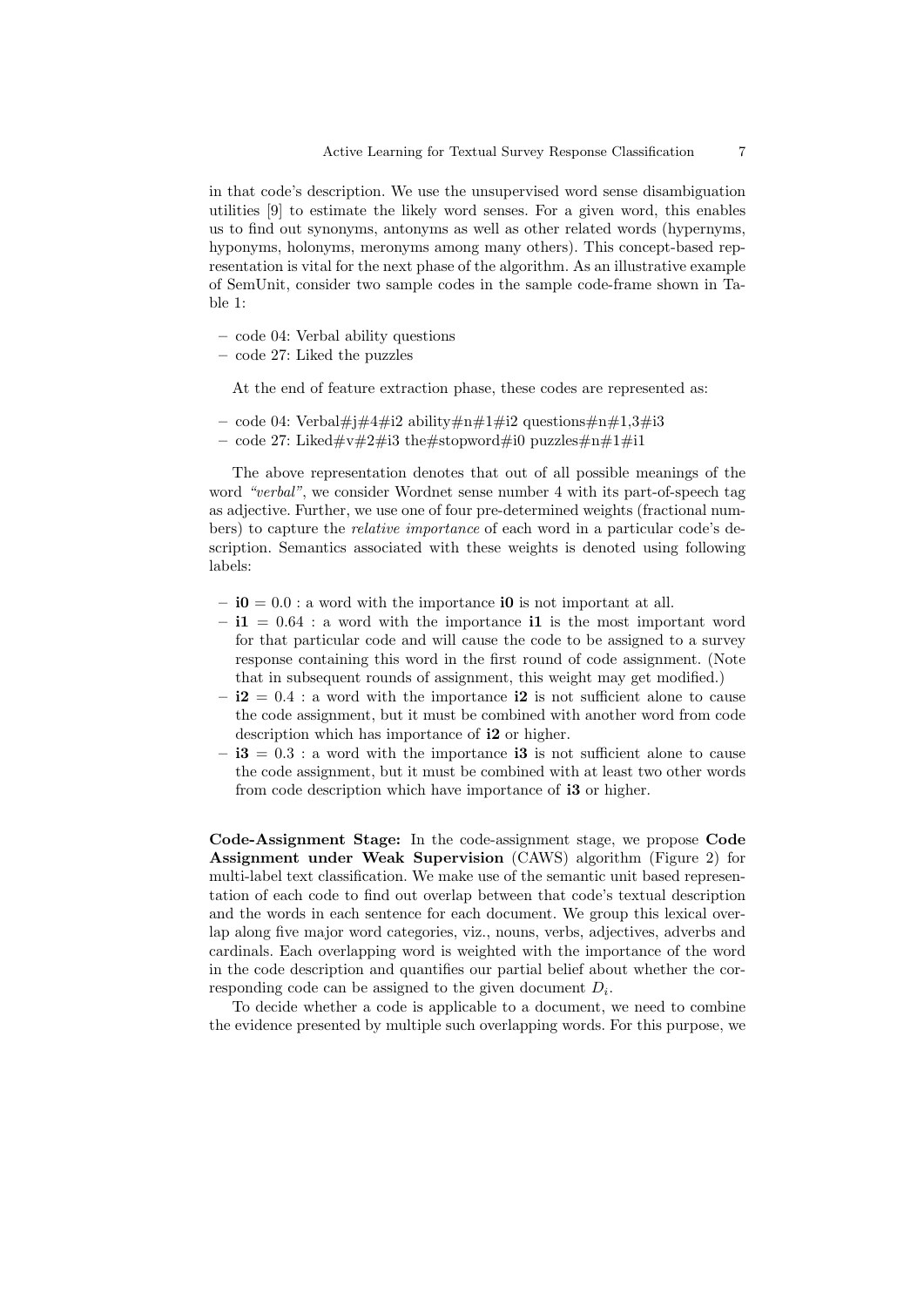in that code's description. We use the unsupervised word sense disambiguation utilities [9] to estimate the likely word senses. For a given word, this enables us to find out synonyms, antonyms as well as other related words (hypernyms, hyponyms, holonyms, meronyms among many others). This concept-based representation is vital for the next phase of the algorithm. As an illustrative example of SemUnit, consider two sample codes in the sample code-frame shown in Table 1:

- code 04: Verbal ability questions
- code 27: Liked the puzzles

At the end of feature extraction phase, these codes are represented as:

- code 04: Verbal#j#4#i2 ability#n#1#i2 questions#n#1,3#i3
- code 27: Liked#v#2#i3 the#stopword#i0 puzzles#n#1#i1

The above representation denotes that out of all possible meanings of the word *"verbal"*, we consider Wordnet sense number 4 with its part-of-speech tag as adjective. Further, we use one of four pre-determined weights (fractional numbers) to capture the *relative importance* of each word in a particular code's description. Semantics associated with these weights is denoted using following labels:

- **i0** = 0.0 : a word with the importance **i0** is not important at all.
- **i1** = 0.64 : a word with the importance **i1** is the most important word for that particular code and will cause the code to be assigned to a survey response containing this word in the first round of code assignment. (Note that in subsequent rounds of assignment, this weight may get modified.)
- **i2** = 0.4 : a word with the importance **i2** is not sufficient alone to cause the code assignment, but it must be combined with another word from code description which has importance of **i2** or higher.
- **i3** = 0.3 : a word with the importance **i3** is not sufficient alone to cause the code assignment, but it must be combined with at least two other words from code description which have importance of **i3** or higher.

**Code-Assignment Stage:** In the code-assignment stage, we propose **Code Assignment under Weak Supervision** (CAWS) algorithm (Figure 2) for multi-label text classification. We make use of the semantic unit based representation of each code to find out overlap between that code's textual description and the words in each sentence for each document. We group this lexical overlap along five major word categories, viz., nouns, verbs, adjectives, adverbs and cardinals. Each overlapping word is weighted with the importance of the word in the code description and quantifies our partial belief about whether the corresponding code can be assigned to the given document $D_i$.

To decide whether a code is applicable to a document, we need to combine the evidence presented by multiple such overlapping words. For this purpose, we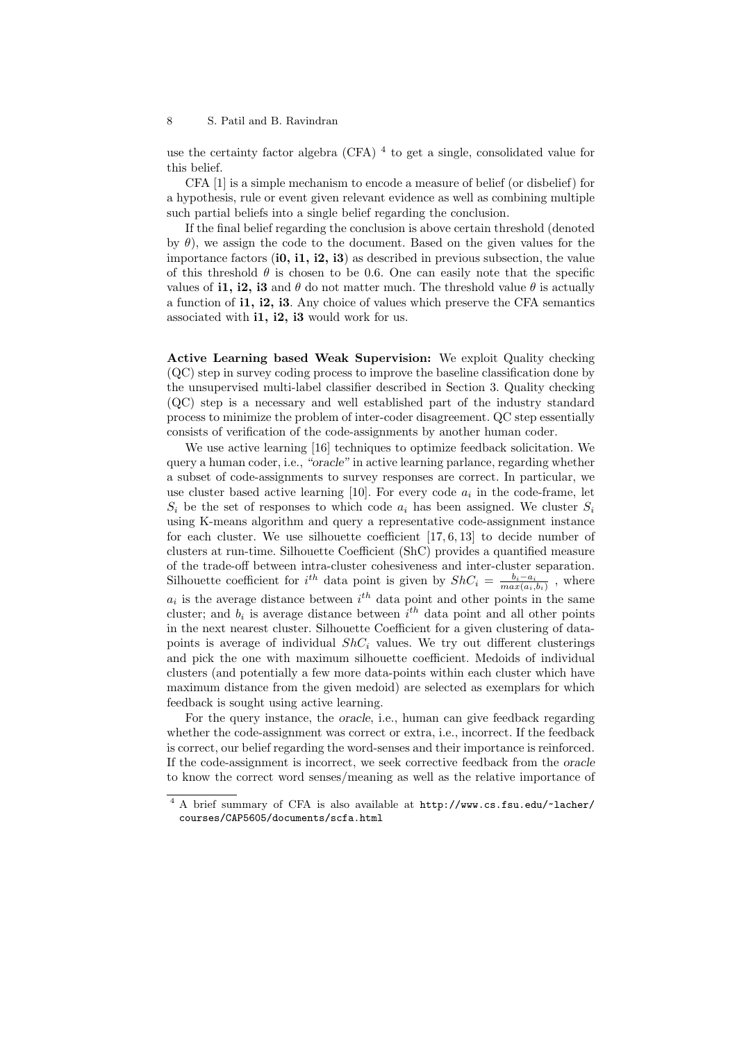use the certainty factor algebra (CFA) [4] to get a single, consolidated value for this belief.

CFA [1] is a simple mechanism to encode a measure of belief (or disbelief) for a hypothesis, rule or event given relevant evidence as well as combining multiple such partial beliefs into a single belief regarding the conclusion.

If the final belief regarding the conclusion is above certain threshold (denoted by $\theta$), we assign the code to the document. Based on the given values for the importance factors (**i0, i1, i2, i3**) as described in previous subsection, the value of this threshold $\theta$ is chosen to be 0.6. One can easily note that the specific values of **i1, i2, i3** and $\theta$ do not matter much. The threshold value $\theta$ is actually a function of **i1, i2, i3**. Any choice of values which preserve the CFA semantics associated with **i1, i2, i3** would work for us.

**Active Learning based Weak Supervision:** We exploit Quality checking (QC) step in survey coding process to improve the baseline classification done by the unsupervised multi-label classifier described in Section 3. Quality checking (QC) step is a necessary and well established part of the industry standard process to minimize the problem of inter-coder disagreement. QC step essentially consists of verification of the code-assignments by another human coder.

We use active learning [16] techniques to optimize feedback solicitation. We query a human coder, i.e., *"oracle"* in active learning parlance, regarding whether a subset of code-assignments to survey responses are correct. In particular, we use cluster based active learning [10]. For every code $a_i$ in the code-frame, let $S_i$ be the set of responses to which code $a_i$ has been assigned. We cluster $S_i$ using K-means algorithm and query a representative code-assignment instance for each cluster. We use silhouette coefficient [17, 6, 13] to decide number of clusters at run-time. Silhouette Coefficient (ShC) provides a quantified measure of the trade-off between intra-cluster cohesiveness and inter-cluster separation. Silhouette coefficient for $i^{th}$ data point is given by $ShC_i = \frac{b_i - a_i}{max(a_i, b_i)}$ , where $a_i$ is the average distance between $i^{th}$ data point and other points in the same cluster; and $b_i$ is average distance between $i^{th}$ data point and all other points in the next nearest cluster. Silhouette Coefficient for a given clustering of data-points is average of individual $ShC_i$ values. We try out different clusterings and pick the one with maximum silhouette coefficient. Medoids of individual clusters (and potentially a few more data-points within each cluster which have maximum distance from the given medoid) are selected as exemplars for which feedback is sought using active learning.

For the query instance, the *oracle*, i.e., human can give feedback regarding whether the code-assignment was correct or extra, i.e., incorrect. If the feedback is correct, our belief regarding the word-senses and their importance is reinforced. If the code-assignment is incorrect, we seek corrective feedback from the *oracle* to know the correct word senses/meaning as well as the relative importance of

[4] A brief summary of CFA is also available at http://www.cs.fsu.edu/~lacher/courses/CAP5605/documents/scfa.html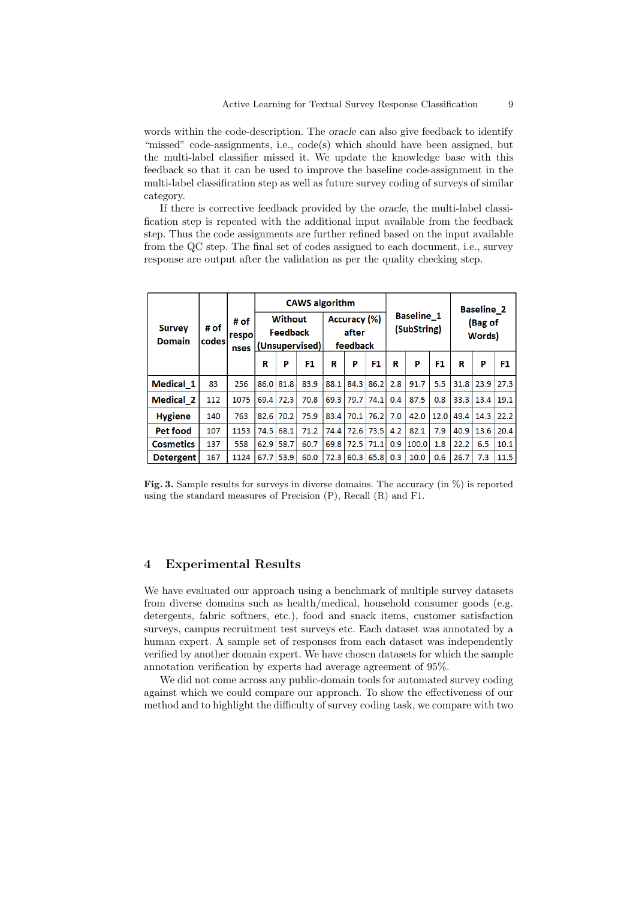words within the code-description. The *oracle* can also give feedback to identify "missed" code-assignments, i.e., code(s) which should have been assigned, but the multi-label classifier missed it. We update the knowledge base with this feedback so that it can be used to improve the baseline code-assignment in the multi-label classification step as well as future survey coding of surveys of similar category.

If there is corrective feedback provided by the *oracle*, the multi-label classification step is repeated with the additional input available from the feedback step. Thus the code assignments are further refined based on the input available from the QC step. The final set of codes assigned to each document, i.e., survey response are output after the validation as per the quality checking step.

| Survey Domain | # of codes | # of responses | CAWS algorithm | | | | | | Baseline_1 (SubString) | | | Baseline_2 (Bag of Words) | | |
|---|---|---|---|---|---|---|---|---|---|---|---|---|---|---|
| | | | Without Feedback (Unsupervised) | | | Accuracy (%) after feedback | | | | | | | | |
| | | | R | P | F1 | R | P | F1 | R | P | F1 | R | P | F1 |
| **Medical_1** | 83 | 256 | 86.0 | 81.8 | 83.9 | 88.1 | 84.3 | 86.2 | 2.8 | 91.7 | 5.5 | 31.8 | 23.9 | 27.3 |
| **Medical_2** | 112 | 1075 | 69.4 | 72.3 | 70.8 | 69.3 | 79.7 | 74.1 | 0.4 | 87.5 | 0.8 | 33.3 | 13.4 | 19.1 |
| **Hygiene** | 140 | 763 | 82.6 | 70.2 | 75.9 | 83.4 | 70.1 | 76.2 | 7.0 | 42.0 | 12.0 | 49.4 | 14.3 | 22.2 |
| **Pet food** | 107 | 1153 | 74.5 | 68.1 | 71.2 | 74.4 | 72.6 | 73.5 | 4.2 | 82.1 | 7.9 | 40.9 | 13.6 | 20.4 |
| **Cosmetics** | 137 | 558 | 62.9 | 58.7 | 60.7 | 69.8 | 72.5 | 71.1 | 0.9 | 100.0 | 1.8 | 22.2 | 6.5 | 10.1 |
| **Detergent** | 167 | 1124 | 67.7 | 53.9 | 60.0 | 72.3 | 60.3 | 65.8 | 0.3 | 10.0 | 0.6 | 26.7 | 7.3 | 11.5 |

**Fig. 3.** Sample results for surveys in diverse domains. The accuracy (in %) is reported using the standard measures of Precision (P), Recall (R) and F1.

## 4 Experimental Results

We have evaluated our approach using a benchmark of multiple survey datasets from diverse domains such as health/medical, household consumer goods (e.g. detergents, fabric softners, etc.), food and snack items, customer satisfaction surveys, campus recruitment test surveys etc. Each dataset was annotated by a human expert. A sample set of responses from each dataset was independently verified by another domain expert. We have chosen datasets for which the sample annotation verification by experts had average agreement of 95%.

We did not come across any public-domain tools for automated survey coding against which we could compare our approach. To show the effectiveness of our method and to highlight the difficulty of survey coding task, we compare with two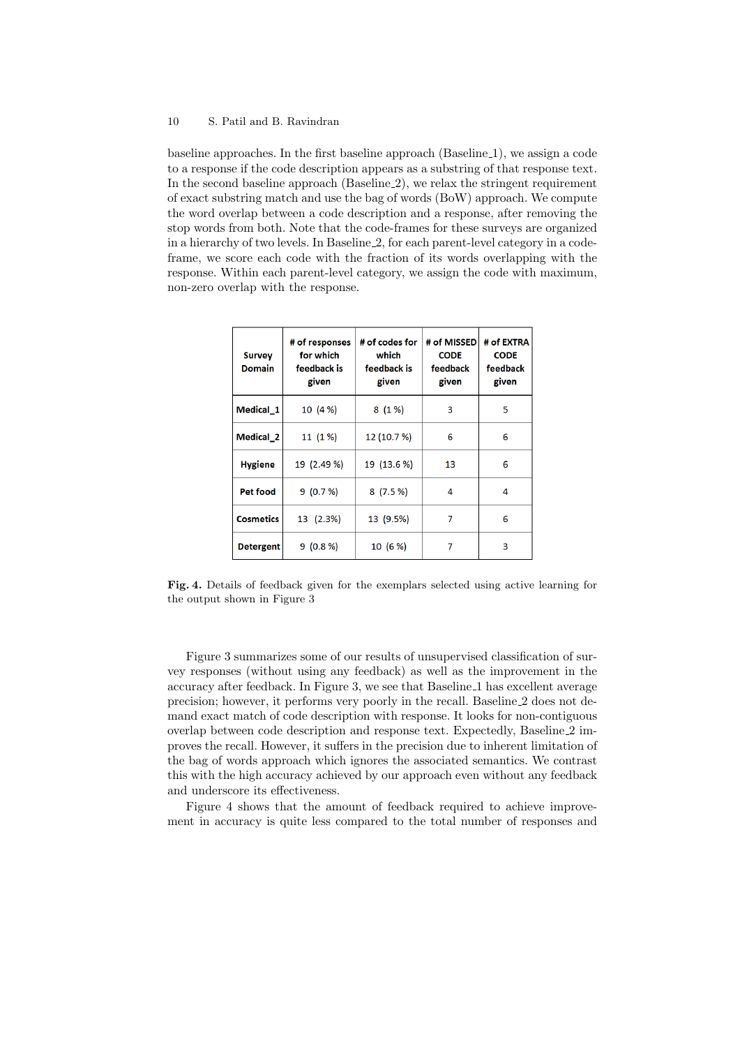baseline approaches. In the first baseline approach (Baseline_1), we assign a code to a response if the code description appears as a substring of that response text. In the second baseline approach (Baseline_2), we relax the stringent requirement of exact substring match and use the bag of words (BoW) approach. We compute the word overlap between a code description and a response, after removing the stop words from both. Note that the code-frames for these surveys are organized in a hierarchy of two levels. In Baseline_2, for each parent-level category in a code-frame, we score each code with the fraction of its words overlapping with the response. Within each parent-level category, we assign the code with maximum, non-zero overlap with the response.

| Survey Domain | # of responses for which feedback is given | # of codes for which feedback is given | # of MISSED CODE feedback given | # of EXTRA CODE feedback given |
|---|---|---|---|---|
| Medical_1 | 10 (4 %) | 8 (1 %) | 3 | 5 |
| Medical_2 | 11 (1 %) | 12 (10.7 %) | 6 | 6 |
| Hygiene | 19 (2.49 %) | 19 (13.6 %) | 13 | 6 |
| Pet food | 9 (0.7 %) | 8 (7.5 %) | 4 | 4 |
| Cosmetics | 13 (2.3%) | 13 (9.5%) | 7 | 6 |
| Detergent | 9 (0.8 %) | 10 (6 %) | 7 | 3 |

**Fig. 4.** Details of feedback given for the exemplars selected using active learning for the output shown in Figure 3

Figure 3 summarizes some of our results of unsupervised classification of survey responses (without using any feedback) as well as the improvement in the accuracy after feedback. In Figure 3, we see that Baseline_1 has excellent average precision; however, it performs very poorly in the recall. Baseline_2 does not demand exact match of code description with response. It looks for non-contiguous overlap between code description and response text. Expectedly, Baseline_2 improves the recall. However, it suffers in the precision due to inherent limitation of the bag of words approach which ignores the associated semantics. We contrast this with the high accuracy achieved by our approach even without any feedback and underscore its effectiveness.

Figure 4 shows that the amount of feedback required to achieve improvement in accuracy is quite less compared to the total number of responses and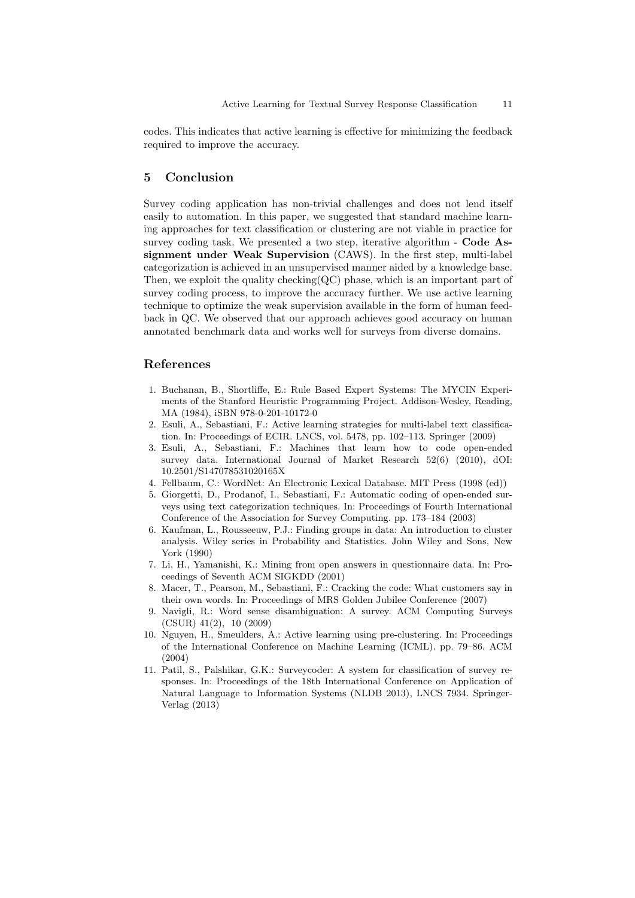codes. This indicates that active learning is effective for minimizing the feedback required to improve the accuracy.

## 5 Conclusion

Survey coding application has non-trivial challenges and does not lend itself easily to automation. In this paper, we suggested that standard machine learning approaches for text classification or clustering are not viable in practice for survey coding task. We presented a two step, iterative algorithm - **Code Assignment under Weak Supervision** (CAWS). In the first step, multi-label categorization is achieved in an unsupervised manner aided by a knowledge base. Then, we exploit the quality checking(QC) phase, which is an important part of survey coding process, to improve the accuracy further. We use active learning technique to optimize the weak supervision available in the form of human feedback in QC. We observed that our approach achieves good accuracy on human annotated benchmark data and works well for surveys from diverse domains.

## References

1. Buchanan, B., Shortliffe, E.: Rule Based Expert Systems: The MYCIN Experiments of the Stanford Heuristic Programming Project. Addison-Wesley, Reading, MA (1984), iSBN 978-0-201-10172-0
2. Esuli, A., Sebastiani, F.: Active learning strategies for multi-label text classification. In: Proceedings of ECIR. LNCS, vol. 5478, pp. 102–113. Springer (2009)
3. Esuli, A., Sebastiani, F.: Machines that learn how to code open-ended survey data. International Journal of Market Research 52(6) (2010), dOI: 10.2501/S147078531020165X
4. Fellbaum, C.: WordNet: An Electronic Lexical Database. MIT Press (1998 (ed))
5. Giorgetti, D., Prodanof, I., Sebastiani, F.: Automatic coding of open-ended surveys using text categorization techniques. In: Proceedings of Fourth International Conference of the Association for Survey Computing. pp. 173–184 (2003)
6. Kaufman, L., Rousseeuw, P.J.: Finding groups in data: An introduction to cluster analysis. Wiley series in Probability and Statistics. John Wiley and Sons, New York (1990)
7. Li, H., Yamanishi, K.: Mining from open answers in questionnaire data. In: Proceedings of Seventh ACM SIGKDD (2001)
8. Macer, T., Pearson, M., Sebastiani, F.: Cracking the code: What customers say in their own words. In: Proceedings of MRS Golden Jubilee Conference (2007)
9. Navigli, R.: Word sense disambiguation: A survey. ACM Computing Surveys (CSUR) 41(2), 10 (2009)
10. Nguyen, H., Smeulders, A.: Active learning using pre-clustering. In: Proceedings of the International Conference on Machine Learning (ICML). pp. 79–86. ACM (2004)
11. Patil, S., Palshikar, G.K.: Surveycoder: A system for classification of survey responses. In: Proceedings of the 18th International Conference on Application of Natural Language to Information Systems (NLDB 2013), LNCS 7934. Springer-Verlag (2013)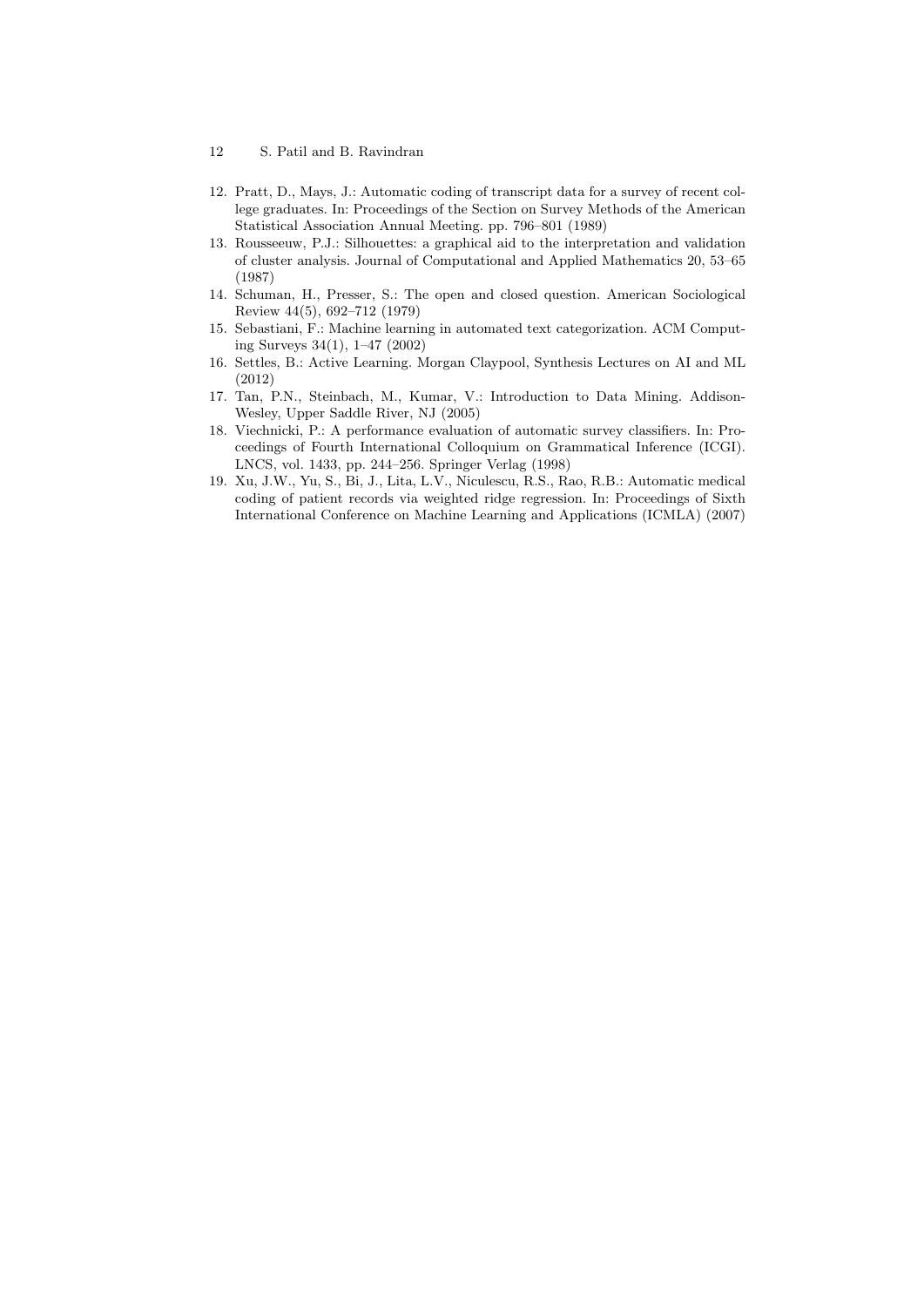12. Pratt, D., Mays, J.: Automatic coding of transcript data for a survey of recent college graduates. In: Proceedings of the Section on Survey Methods of the American Statistical Association Annual Meeting. pp. 796–801 (1989)
13. Rousseeuw, P.J.: Silhouettes: a graphical aid to the interpretation and validation of cluster analysis. Journal of Computational and Applied Mathematics 20, 53–65 (1987)
14. Schuman, H., Presser, S.: The open and closed question. American Sociological Review 44(5), 692–712 (1979)
15. Sebastiani, F.: Machine learning in automated text categorization. ACM Computing Surveys 34(1), 1–47 (2002)
16. Settles, B.: Active Learning. Morgan Claypool, Synthesis Lectures on AI and ML (2012)
17. Tan, P.N., Steinbach, M., Kumar, V.: Introduction to Data Mining. Addison-Wesley, Upper Saddle River, NJ (2005)
18. Viechnicki, P.: A performance evaluation of automatic survey classifiers. In: Proceedings of Fourth International Colloquium on Grammatical Inference (ICGI). LNCS, vol. 1433, pp. 244–256. Springer Verlag (1998)
19. Xu, J.W., Yu, S., Bi, J., Lita, L.V., Niculescu, R.S., Rao, R.B.: Automatic medical coding of patient records via weighted ridge regression. In: Proceedings of Sixth International Conference on Machine Learning and Applications (ICMLA) (2007)